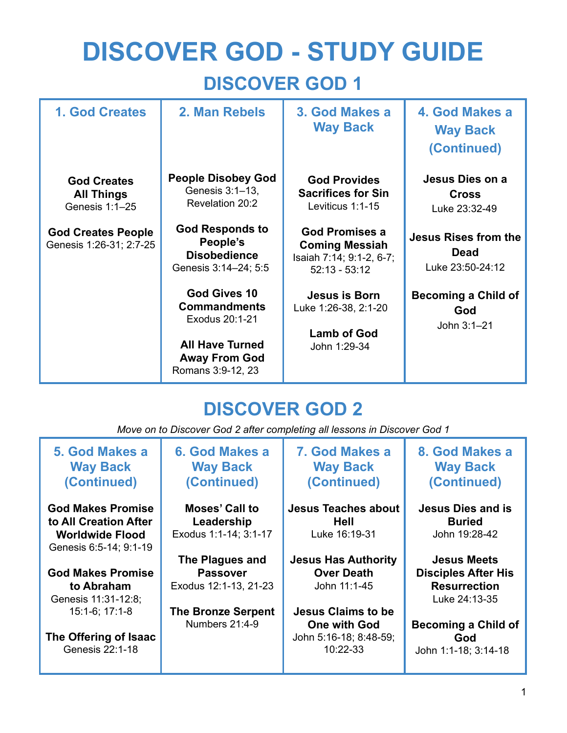# DISCOVER GOD - STUDY GUIDE

## DISCOVER GOD 1

| 1. God Creates | 2. Man Rebels | 3. God Makes a Way Back | 4. God Makes a Way Back (Continued) |
|---|---|---|---|
| **God Creates All Things**<br>Genesis 1:1–25<br><br>**God Creates People**<br>Genesis 1:26-31; 2:7-25 | **People Disobey God**<br>Genesis 3:1–13, Revelation 20:2<br><br>**God Responds to People's Disobedience**<br>Genesis 3:14–24; 5:5<br><br>**God Gives 10 Commandments**<br>Exodus 20:1-21<br><br>**All Have Turned Away From God**<br>Romans 3:9-12, 23 | **God Provides Sacrifices for Sin**<br>Leviticus 1:1-15<br><br>**God Promises a Coming Messiah**<br>Isaiah 7:14; 9:1-2, 6-7; 52:13 - 53:12<br><br>**Jesus is Born**<br>Luke 1:26-38, 2:1-20<br><br>**Lamb of God**<br>John 1:29-34 | **Jesus Dies on a Cross**<br>Luke 23:32-49<br><br>**Jesus Rises from the Dead**<br>Luke 23:50-24:12<br><br>**Becoming a Child of God**<br>John 3:1–21 |

## DISCOVER GOD 2

*Move on to Discover God 2 after completing all lessons in Discover God 1*

| 5. God Makes a Way Back (Continued) | 6. God Makes a Way Back (Continued) | 7. God Makes a Way Back (Continued) | 8. God Makes a Way Back (Continued) |
|---|---|---|---|
| **God Makes Promise to All Creation After Worldwide Flood**<br>Genesis 6:5-14; 9:1-19<br><br>**God Makes Promise to Abraham**<br>Genesis 11:31-12:8; 15:1-6; 17:1-8<br><br>**The Offering of Isaac**<br>Genesis 22:1-18 | **Moses' Call to Leadership**<br>Exodus 1:1-14; 3:1-17<br><br>**The Plagues and Passover**<br>Exodus 12:1-13, 21-23<br><br>**The Bronze Serpent**<br>Numbers 21:4-9 | **Jesus Teaches about Hell**<br>Luke 16:19-31<br><br>**Jesus Has Authority Over Death**<br>John 11:1-45<br><br>**Jesus Claims to be One with God**<br>John 5:16-18; 8:48-59; 10:22-33 | **Jesus Dies and is Buried**<br>John 19:28-42<br><br>**Jesus Meets Disciples After His Resurrection**<br>Luke 24:13-35<br><br>**Becoming a Child of God**<br>John 1:1-18; 3:14-18 |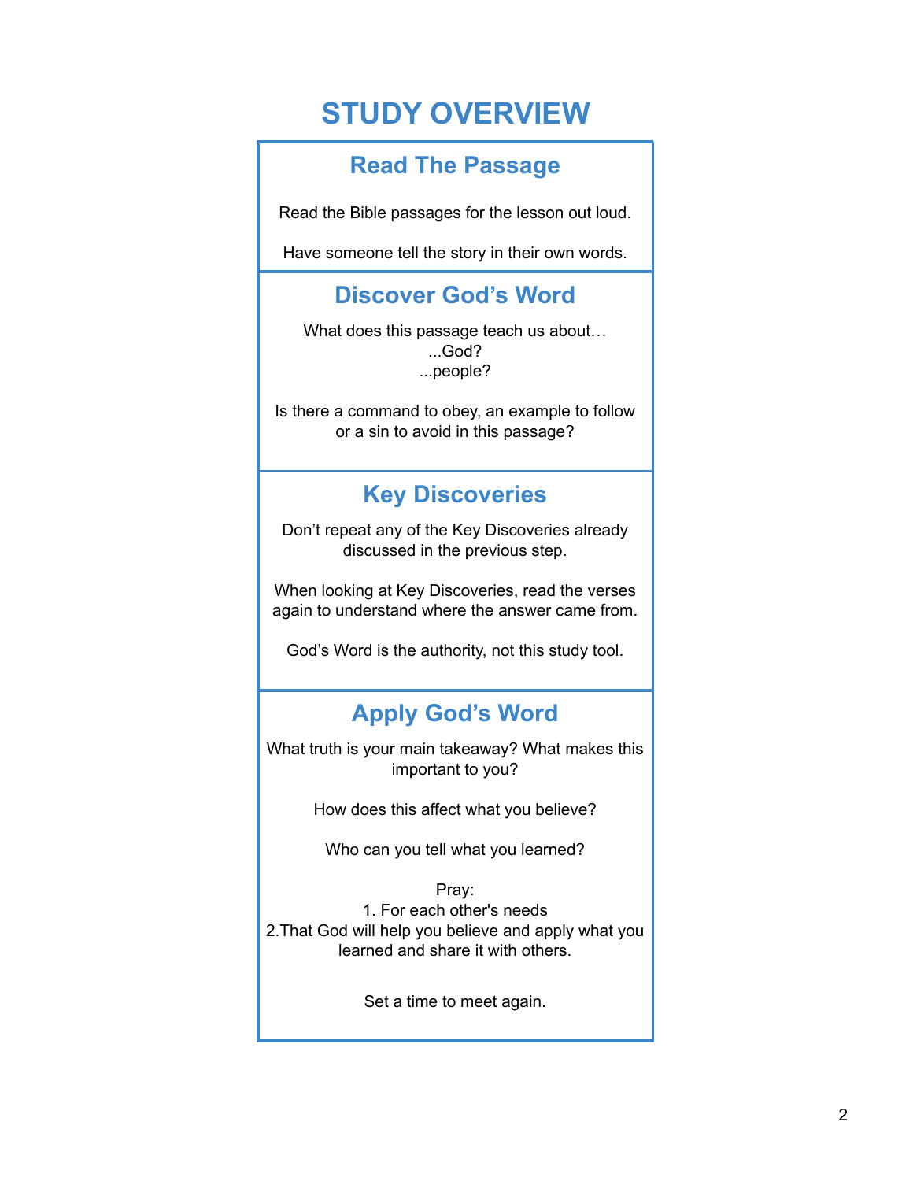# STUDY OVERVIEW

## Read The Passage

Read the Bible passages for the lesson out loud.

Have someone tell the story in their own words.

## Discover God's Word

What does this passage teach us about…
...God?
...people?

Is there a command to obey, an example to follow or a sin to avoid in this passage?

## Key Discoveries

Don't repeat any of the Key Discoveries already discussed in the previous step.

When looking at Key Discoveries, read the verses again to understand where the answer came from.

God's Word is the authority, not this study tool.

## Apply God's Word

What truth is your main takeaway? What makes this important to you?

How does this affect what you believe?

Who can you tell what you learned?

Pray:
1. For each other's needs
2. That God will help you believe and apply what you learned and share it with others.

Set a time to meet again.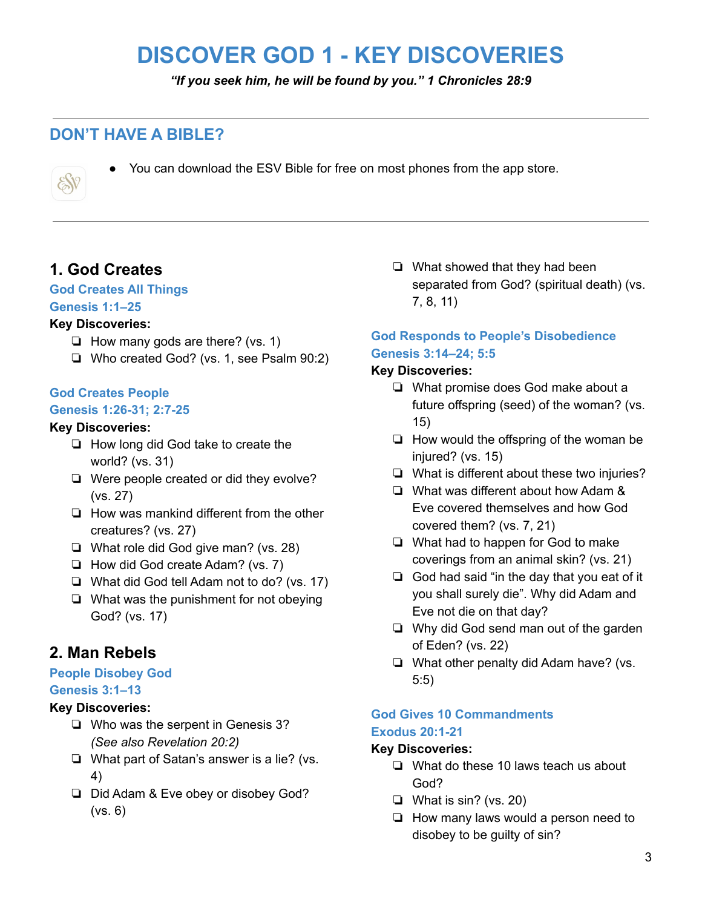# DISCOVER GOD 1 - KEY DISCOVERIES

***"If you seek him, he will be found by you." 1 Chronicles 28:9***

---

## DON'T HAVE A BIBLE?

- You can download the ESV Bible for free on most phones from the app store.

---

## 1. God Creates

### God Creates All Things
### Genesis 1:1–25

**Key Discoveries:**

- ❏ How many gods are there? (vs. 1)
- ❏ Who created God? (vs. 1, see Psalm 90:2)

### God Creates People
### Genesis 1:26-31; 2:7-25

**Key Discoveries:**

- ❏ How long did God take to create the world? (vs. 31)
- ❏ Were people created or did they evolve? (vs. 27)
- ❏ How was mankind different from the other creatures? (vs. 27)
- ❏ What role did God give man? (vs. 28)
- ❏ How did God create Adam? (vs. 7)
- ❏ What did God tell Adam not to do? (vs. 17)
- ❏ What was the punishment for not obeying God? (vs. 17)

## 2. Man Rebels

### People Disobey God
### Genesis 3:1–13

**Key Discoveries:**

- ❏ Who was the serpent in Genesis 3? *(See also Revelation 20:2)*
- ❏ What part of Satan's answer is a lie? (vs. 4)
- ❏ Did Adam & Eve obey or disobey God? (vs. 6)
- ❏ What showed that they had been separated from God? (spiritual death) (vs. 7, 8, 11)

### God Responds to People's Disobedience
### Genesis 3:14–24; 5:5

**Key Discoveries:**

- ❏ What promise does God make about a future offspring (seed) of the woman? (vs. 15)
- ❏ How would the offspring of the woman be injured? (vs. 15)
- ❏ What is different about these two injuries?
- ❏ What was different about how Adam & Eve covered themselves and how God covered them? (vs. 7, 21)
- ❏ What had to happen for God to make coverings from an animal skin? (vs. 21)
- ❏ God had said "in the day that you eat of it you shall surely die". Why did Adam and Eve not die on that day?
- ❏ Why did God send man out of the garden of Eden? (vs. 22)
- ❏ What other penalty did Adam have? (vs. 5:5)

### God Gives 10 Commandments
### Exodus 20:1-21

**Key Discoveries:**

- ❏ What do these 10 laws teach us about God?
- ❏ What is sin? (vs. 20)
- ❏ How many laws would a person need to disobey to be guilty of sin?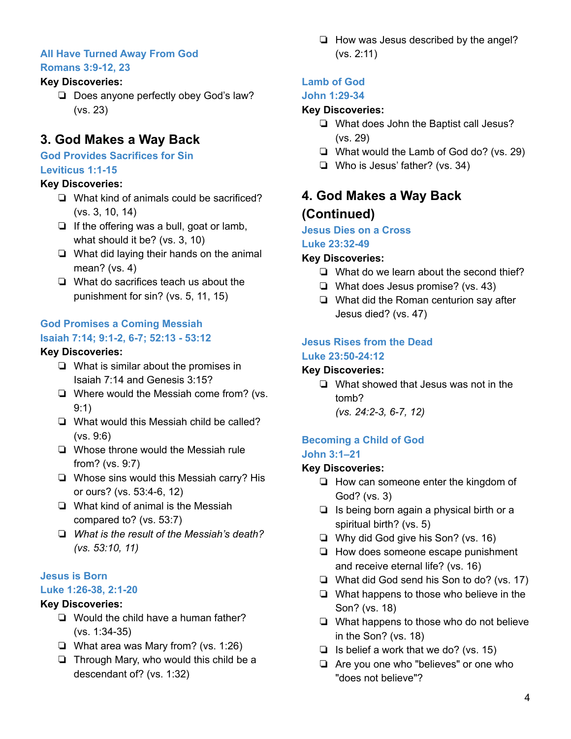### All Have Turned Away From God
### Romans 3:9-12, 23

**Key Discoveries:**

- ❏ Does anyone perfectly obey God's law? (vs. 23)

## 3. God Makes a Way Back

### God Provides Sacrifices for Sin
### Leviticus 1:1-15

**Key Discoveries:**

- ❏ What kind of animals could be sacrificed? (vs. 3, 10, 14)
- ❏ If the offering was a bull, goat or lamb, what should it be? (vs. 3, 10)
- ❏ What did laying their hands on the animal mean? (vs. 4)
- ❏ What do sacrifices teach us about the punishment for sin? (vs. 5, 11, 15)

### God Promises a Coming Messiah
### Isaiah 7:14; 9:1-2, 6-7; 52:13 - 53:12

**Key Discoveries:**

- ❏ What is similar about the promises in Isaiah 7:14 and Genesis 3:15?
- ❏ Where would the Messiah come from? (vs. 9:1)
- ❏ What would this Messiah child be called? (vs. 9:6)
- ❏ Whose throne would the Messiah rule from? (vs. 9:7)
- ❏ Whose sins would this Messiah carry? His or ours? (vs. 53:4-6, 12)
- ❏ What kind of animal is the Messiah compared to? (vs. 53:7)
- ❏ *What is the result of the Messiah's death? (vs. 53:10, 11)*

### Jesus is Born
### Luke 1:26-38, 2:1-20

**Key Discoveries:**

- ❏ Would the child have a human father? (vs. 1:34-35)
- ❏ What area was Mary from? (vs. 1:26)
- ❏ Through Mary, who would this child be a descendant of? (vs. 1:32)
- ❏ How was Jesus described by the angel? (vs. 2:11)

### Lamb of God
### John 1:29-34

**Key Discoveries:**

- ❏ What does John the Baptist call Jesus? (vs. 29)
- ❏ What would the Lamb of God do? (vs. 29)
- ❏ Who is Jesus' father? (vs. 34)

## 4. God Makes a Way Back (Continued)

### Jesus Dies on a Cross
### Luke 23:32-49

**Key Discoveries:**

- ❏ What do we learn about the second thief?
- ❏ What does Jesus promise? (vs. 43)
- ❏ What did the Roman centurion say after Jesus died? (vs. 47)

### Jesus Rises from the Dead
### Luke 23:50-24:12

**Key Discoveries:**

- ❏ What showed that Jesus was not in the tomb? *(vs. 24:2-3, 6-7, 12)*

### Becoming a Child of God
### John 3:1–21

**Key Discoveries:**

- ❏ How can someone enter the kingdom of God? (vs. 3)
- ❏ Is being born again a physical birth or a spiritual birth? (vs. 5)
- ❏ Why did God give his Son? (vs. 16)
- ❏ How does someone escape punishment and receive eternal life? (vs. 16)
- ❏ What did God send his Son to do? (vs. 17)
- ❏ What happens to those who believe in the Son? (vs. 18)
- ❏ What happens to those who do not believe in the Son? (vs. 18)
- ❏ Is belief a work that we do? (vs. 15)
- ❏ Are you one who "believes" or one who "does not believe"?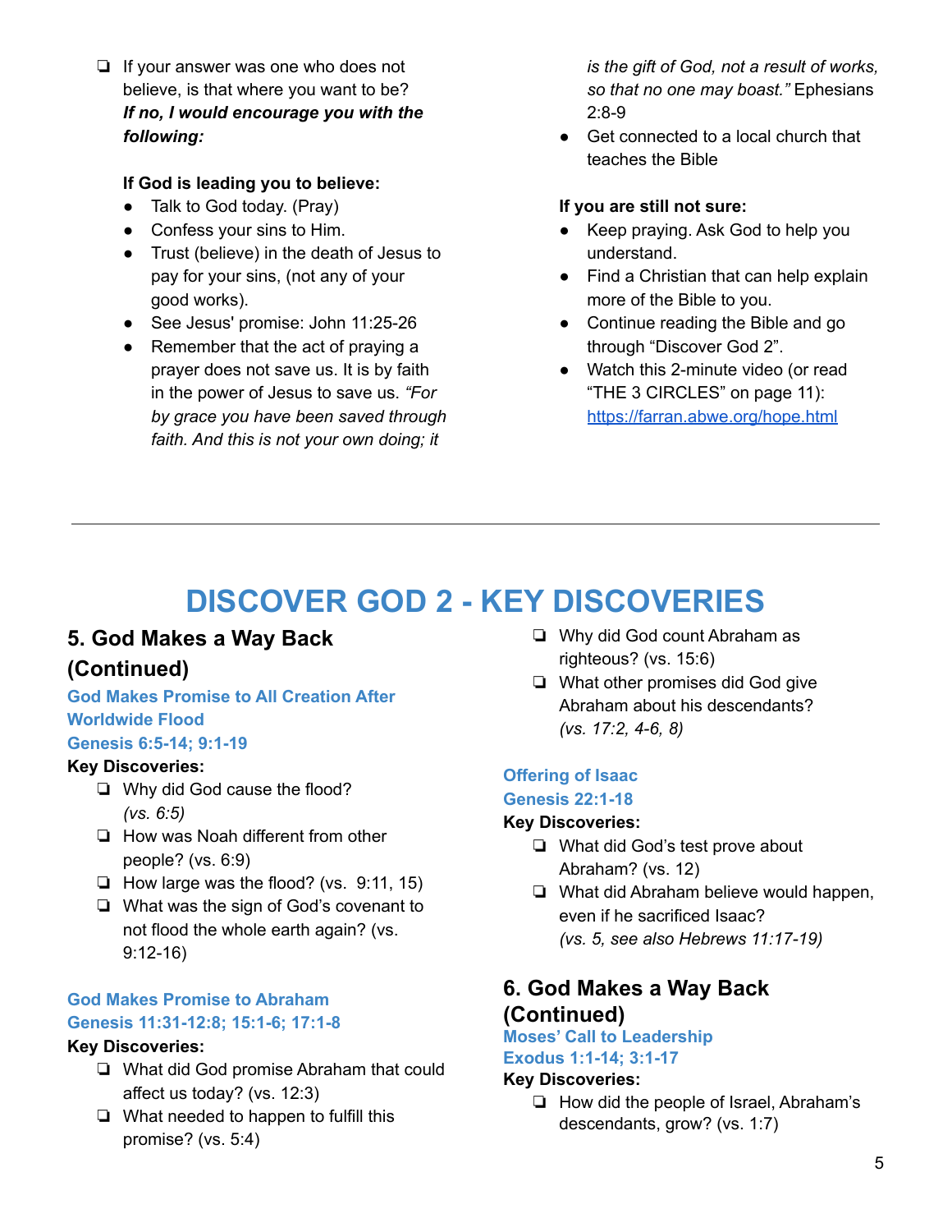- ❏ If your answer was one who does not believe, is that where you want to be? ***If no, I would encourage you with the following:***

**If God is leading you to believe:**

- Talk to God today. (Pray)
- Confess your sins to Him.
- Trust (believe) in the death of Jesus to pay for your sins, (not any of your good works).
- See Jesus' promise: John 11:25-26
- Remember that the act of praying a prayer does not save us. It is by faith in the power of Jesus to save us. *"For by grace you have been saved through faith. And this is not your own doing; it is the gift of God, not a result of works, so that no one may boast."* Ephesians 2:8-9
- Get connected to a local church that teaches the Bible

**If you are still not sure:**

- Keep praying. Ask God to help you understand.
- Find a Christian that can help explain more of the Bible to you.
- Continue reading the Bible and go through "Discover God 2".
- Watch this 2-minute video (or read "THE 3 CIRCLES" on page 11): https://farran.abwe.org/hope.html

---

# DISCOVER GOD 2 - KEY DISCOVERIES

## 5. God Makes a Way Back (Continued)

### God Makes Promise to All Creation After Worldwide Flood
### Genesis 6:5-14; 9:1-19

**Key Discoveries:**

- ❏ Why did God cause the flood? *(vs. 6:5)*
- ❏ How was Noah different from other people? (vs. 6:9)
- ❏ How large was the flood? (vs. 9:11, 15)
- ❏ What was the sign of God's covenant to not flood the whole earth again? (vs. 9:12-16)

### God Makes Promise to Abraham
### Genesis 11:31-12:8; 15:1-6; 17:1-8

**Key Discoveries:**

- ❏ What did God promise Abraham that could affect us today? (vs. 12:3)
- ❏ What needed to happen to fulfill this promise? (vs. 5:4)
- ❏ Why did God count Abraham as righteous? (vs. 15:6)
- ❏ What other promises did God give Abraham about his descendants? *(vs. 17:2, 4-6, 8)*

### Offering of Isaac
### Genesis 22:1-18

**Key Discoveries:**

- ❏ What did God's test prove about Abraham? (vs. 12)
- ❏ What did Abraham believe would happen, even if he sacrificed Isaac? *(vs. 5, see also Hebrews 11:17-19)*

## 6. God Makes a Way Back (Continued)

### Moses' Call to Leadership
### Exodus 1:1-14; 3:1-17

**Key Discoveries:**

- ❏ How did the people of Israel, Abraham's descendants, grow? (vs. 1:7)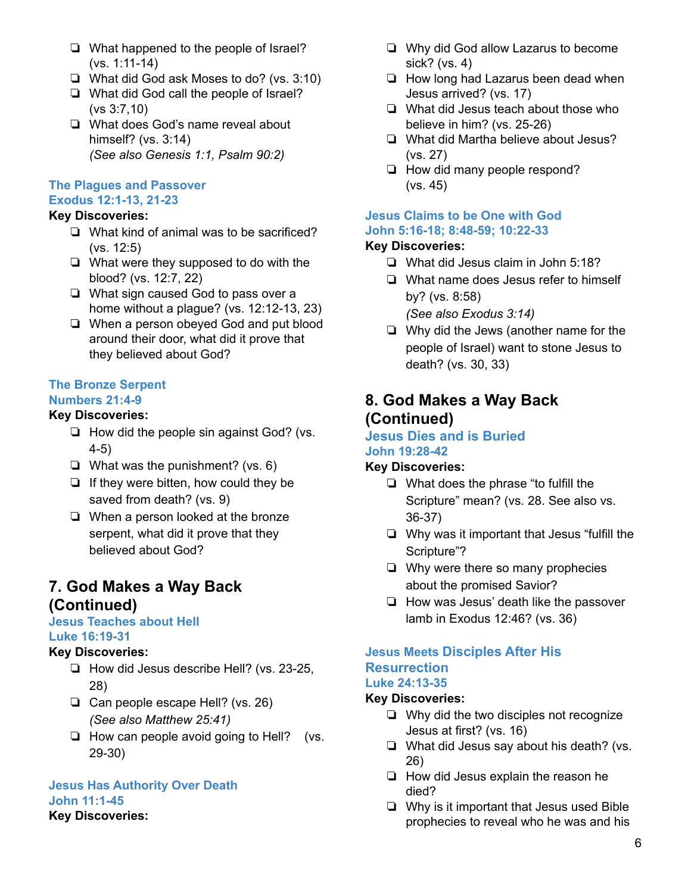- ❏ What happened to the people of Israel? (vs. 1:11-14)
- ❏ What did God ask Moses to do? (vs. 3:10)
- ❏ What did God call the people of Israel? (vs 3:7,10)
- ❏ What does God's name reveal about himself? (vs. 3:14)
  *(See also Genesis 1:1, Psalm 90:2)*

### The Plagues and Passover
### Exodus 12:1-13, 21-23

**Key Discoveries:**

- ❏ What kind of animal was to be sacrificed? (vs. 12:5)
- ❏ What were they supposed to do with the blood? (vs. 12:7, 22)
- ❏ What sign caused God to pass over a home without a plague? (vs. 12:12-13, 23)
- ❏ When a person obeyed God and put blood around their door, what did it prove that they believed about God?

### The Bronze Serpent
### Numbers 21:4-9

**Key Discoveries:**

- ❏ How did the people sin against God? (vs. 4-5)
- ❏ What was the punishment? (vs. 6)
- ❏ If they were bitten, how could they be saved from death? (vs. 9)
- ❏ When a person looked at the bronze serpent, what did it prove that they believed about God?

## 7. God Makes a Way Back (Continued)

### Jesus Teaches about Hell
### Luke 16:19-31

**Key Discoveries:**

- ❏ How did Jesus describe Hell? (vs. 23-25, 28)
- ❏ Can people escape Hell? (vs. 26)
  *(See also Matthew 25:41)*
- ❏ How can people avoid going to Hell? (vs. 29-30)

### Jesus Has Authority Over Death
### John 11:1-45

**Key Discoveries:**

- ❏ Why did God allow Lazarus to become sick? (vs. 4)
- ❏ How long had Lazarus been dead when Jesus arrived? (vs. 17)
- ❏ What did Jesus teach about those who believe in him? (vs. 25-26)
- ❏ What did Martha believe about Jesus? (vs. 27)
- ❏ How did many people respond? (vs. 45)

### Jesus Claims to be One with God
### John 5:16-18; 8:48-59; 10:22-33

**Key Discoveries:**

- ❏ What did Jesus claim in John 5:18?
- ❏ What name does Jesus refer to himself by? (vs. 8:58)
  *(See also Exodus 3:14)*
- ❏ Why did the Jews (another name for the people of Israel) want to stone Jesus to death? (vs. 30, 33)

## 8. God Makes a Way Back (Continued)

### Jesus Dies and is Buried
### John 19:28-42

**Key Discoveries:**

- ❏ What does the phrase "to fulfill the Scripture" mean? (vs. 28. See also vs. 36-37)
- ❏ Why was it important that Jesus "fulfill the Scripture"?
- ❏ Why were there so many prophecies about the promised Savior?
- ❏ How was Jesus' death like the passover lamb in Exodus 12:46? (vs. 36)

### Jesus Meets Disciples After His Resurrection
### Luke 24:13-35

**Key Discoveries:**

- ❏ Why did the two disciples not recognize Jesus at first? (vs. 16)
- ❏ What did Jesus say about his death? (vs. 26)
- ❏ How did Jesus explain the reason he died?
- ❏ Why is it important that Jesus used Bible prophecies to reveal who he was and his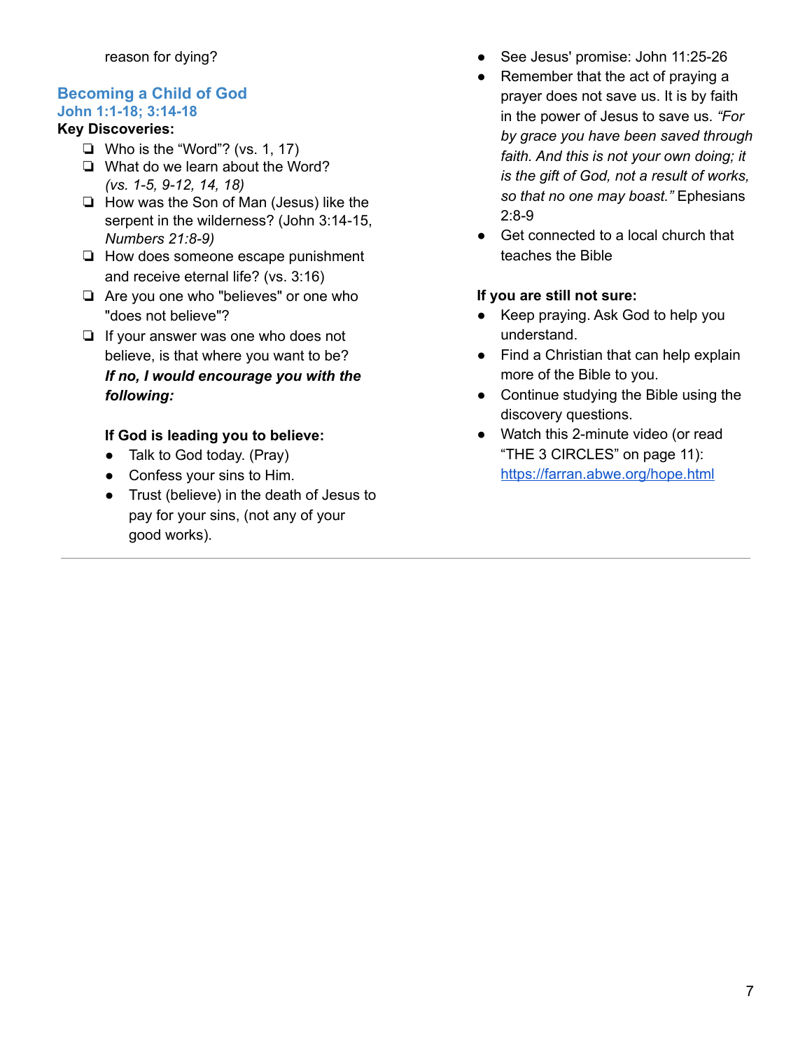reason for dying?

## Becoming a Child of God

### John 1:1-18; 3:14-18

**Key Discoveries:**

- ❏ Who is the "Word"? (vs. 1, 17)
- ❏ What do we learn about the Word? *(vs. 1-5, 9-12, 14, 18)*
- ❏ How was the Son of Man (Jesus) like the serpent in the wilderness? (John 3:14-15, *Numbers 21:8-9)*
- ❏ How does someone escape punishment and receive eternal life? (vs. 3:16)
- ❏ Are you one who "believes" or one who "does not believe"?
- ❏ If your answer was one who does not believe, is that where you want to be? ***If no, I would encourage you with the following:***

**If God is leading you to believe:**

- Talk to God today. (Pray)
- Confess your sins to Him.
- Trust (believe) in the death of Jesus to pay for your sins, (not any of your good works).
- See Jesus' promise: John 11:25-26
- Remember that the act of praying a prayer does not save us. It is by faith in the power of Jesus to save us. *"For by grace you have been saved through faith. And this is not your own doing; it is the gift of God, not a result of works, so that no one may boast."* Ephesians 2:8-9
- Get connected to a local church that teaches the Bible

**If you are still not sure:**

- Keep praying. Ask God to help you understand.
- Find a Christian that can help explain more of the Bible to you.
- Continue studying the Bible using the discovery questions.
- Watch this 2-minute video (or read "THE 3 CIRCLES" on page 11): https://farran.abwe.org/hope.html